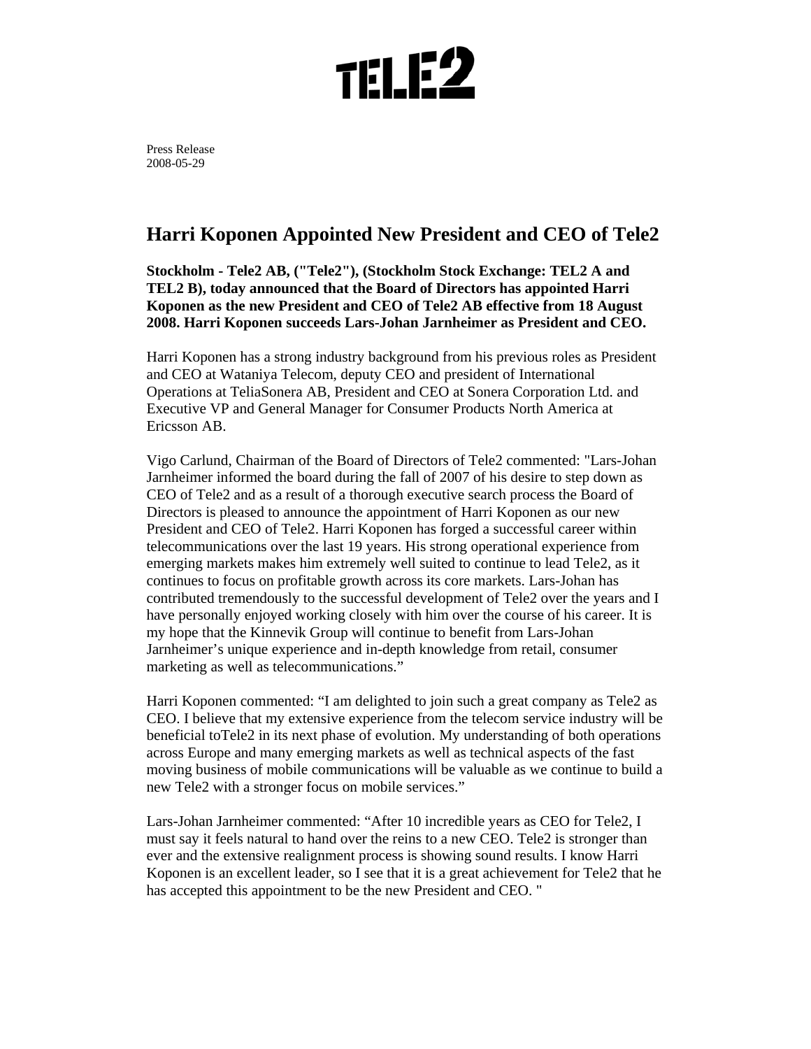TELE2

Press Release
2008-05-29

# Harri Koponen Appointed New President and CEO of Tele2

**Stockholm - Tele2 AB, ("Tele2"), (Stockholm Stock Exchange: TEL2 A and TEL2 B), today announced that the Board of Directors has appointed Harri Koponen as the new President and CEO of Tele2 AB effective from 18 August 2008. Harri Koponen succeeds Lars-Johan Jarnheimer as President and CEO.**

Harri Koponen has a strong industry background from his previous roles as President and CEO at Wataniya Telecom, deputy CEO and president of International Operations at TeliaSonera AB, President and CEO at Sonera Corporation Ltd. and Executive VP and General Manager for Consumer Products North America at Ericsson AB.

Vigo Carlund, Chairman of the Board of Directors of Tele2 commented: "Lars-Johan Jarnheimer informed the board during the fall of 2007 of his desire to step down as CEO of Tele2 and as a result of a thorough executive search process the Board of Directors is pleased to announce the appointment of Harri Koponen as our new President and CEO of Tele2. Harri Koponen has forged a successful career within telecommunications over the last 19 years. His strong operational experience from emerging markets makes him extremely well suited to continue to lead Tele2, as it continues to focus on profitable growth across its core markets. Lars-Johan has contributed tremendously to the successful development of Tele2 over the years and I have personally enjoyed working closely with him over the course of his career. It is my hope that the Kinnevik Group will continue to benefit from Lars-Johan Jarnheimer's unique experience and in-depth knowledge from retail, consumer marketing as well as telecommunications."

Harri Koponen commented: "I am delighted to join such a great company as Tele2 as CEO. I believe that my extensive experience from the telecom service industry will be beneficial toTele2 in its next phase of evolution. My understanding of both operations across Europe and many emerging markets as well as technical aspects of the fast moving business of mobile communications will be valuable as we continue to build a new Tele2 with a stronger focus on mobile services."

Lars-Johan Jarnheimer commented: "After 10 incredible years as CEO for Tele2, I must say it feels natural to hand over the reins to a new CEO. Tele2 is stronger than ever and the extensive realignment process is showing sound results. I know Harri Koponen is an excellent leader, so I see that it is a great achievement for Tele2 that he has accepted this appointment to be the new President and CEO. "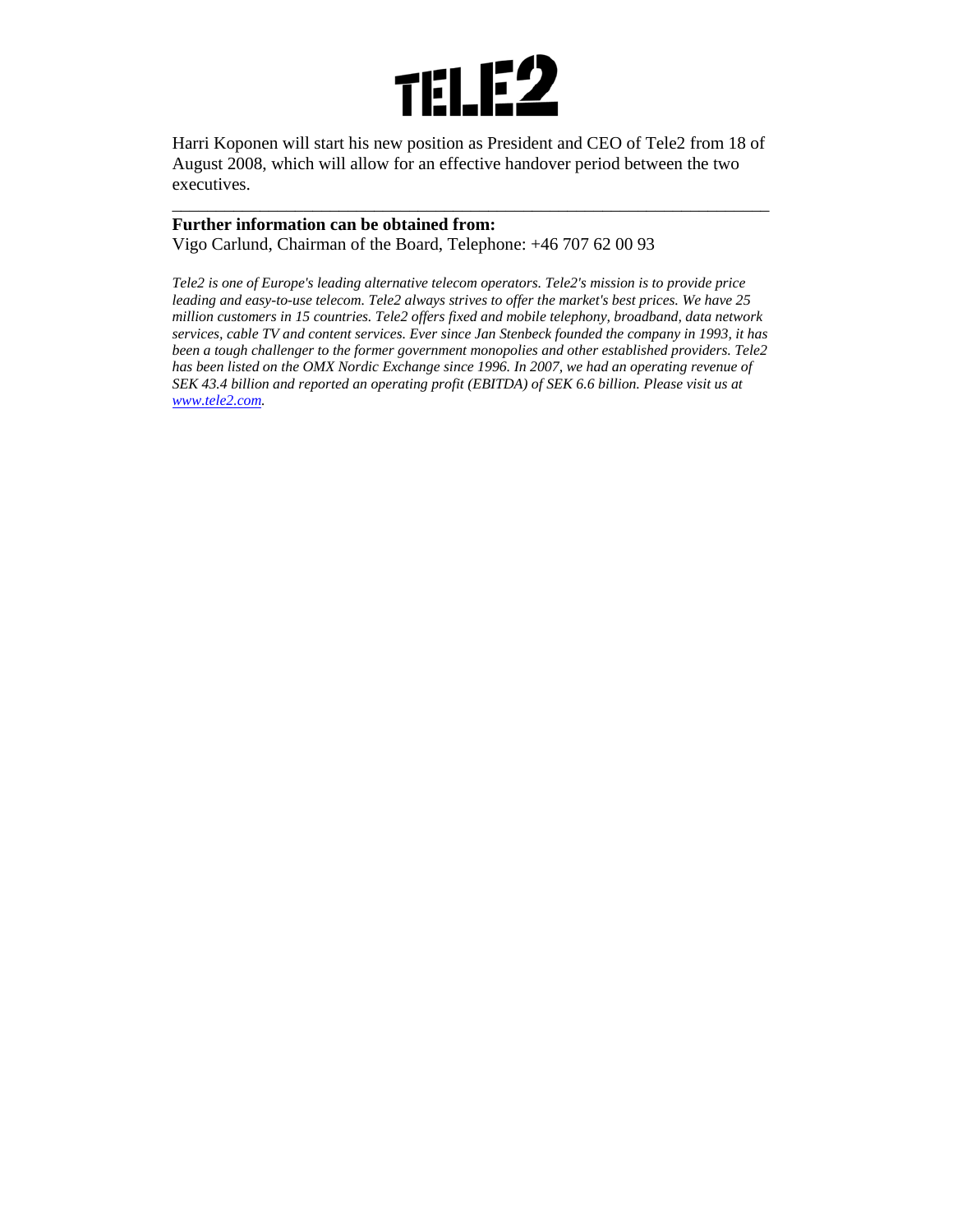Harri Koponen will start his new position as President and CEO of Tele2 from 18 of August 2008, which will allow for an effective handover period between the two executives.

---

**Further information can be obtained from:**
Vigo Carlund, Chairman of the Board, Telephone: +46 707 62 00 93

*Tele2 is one of Europe's leading alternative telecom operators. Tele2's mission is to provide price leading and easy-to-use telecom. Tele2 always strives to offer the market's best prices. We have 25 million customers in 15 countries. Tele2 offers fixed and mobile telephony, broadband, data network services, cable TV and content services. Ever since Jan Stenbeck founded the company in 1993, it has been a tough challenger to the former government monopolies and other established providers. Tele2 has been listed on the OMX Nordic Exchange since 1996. In 2007, we had an operating revenue of SEK 43.4 billion and reported an operating profit (EBITDA) of SEK 6.6 billion. Please visit us at [www.tele2.com](http://www.tele2.com).*